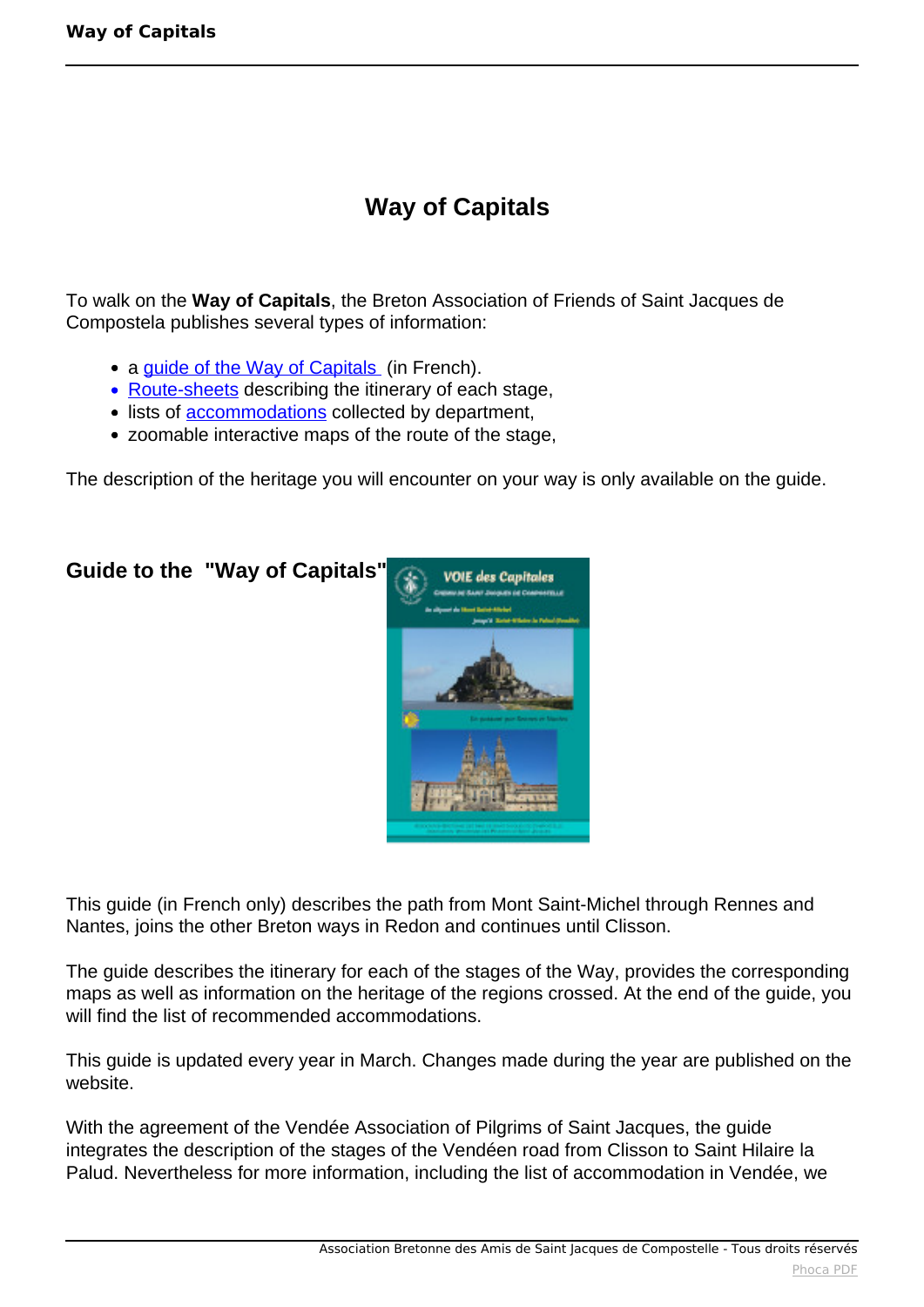// Way of Capitals

# Way of Capitals

To walk on the **Way of Capitals**, the Breton Association of Friends of Saint Jacques de Compostela publishes several types of information:

- a guide of the Way of Capitals (in French).
- Route-sheets describing the itinerary of each stage,
- lists of accommodations collected by department,
- zoomable interactive maps of the route of the stage,

The description of the heritage you will encounter on your way is only available on the guide.

## Guide to the "Way of Capitals"

This guide (in French only) describes the path from Mont Saint-Michel through Rennes and Nantes, joins the other Breton ways in Redon and continues until Clisson.

The guide describes the itinerary for each of the stages of the Way, provides the corresponding maps as well as information on the heritage of the regions crossed. At the end of the guide, you will find the list of recommended accommodations.

This guide is updated every year in March. Changes made during the year are published on the website.

With the agreement of the Vendée Association of Pilgrims of Saint Jacques, the guide integrates the description of the stages of the Vendéen road from Clisson to Saint Hilaire la Palud. Nevertheless for more information, including the list of accommodation in Vendée, we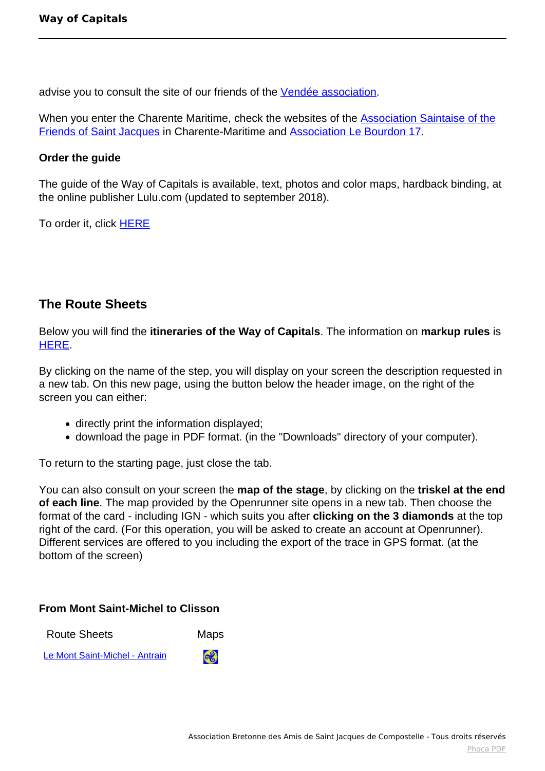advise you to consult the site of our friends of the Vendée association.

When you enter the Charente Maritime, check the websites of the Association Saintaise of the Friends of Saint Jacques in Charente-Maritime and Association Le Bourdon 17.

**Order the guide**

The guide of the Way of Capitals is available, text, photos and color maps, hardback binding, at the online publisher Lulu.com (updated to september 2018).

To order it, click HERE

## The Route Sheets

Below you will find the **itineraries of the Way of Capitals**. The information on **markup rules** is HERE.

By clicking on the name of the step, you will display on your screen the description requested in a new tab. On this new page, using the button below the header image, on the right of the screen you can either:

- directly print the information displayed;
- download the page in PDF format. (in the "Downloads" directory of your computer).

To return to the starting page, just close the tab.

You can also consult on your screen the **map of the stage**, by clicking on the **triskel at the end of each line**. The map provided by the Openrunner site opens in a new tab. Then choose the format of the card - including IGN - which suits you after **clicking on the 3 diamonds** at the top right of the card. (For this operation, you will be asked to create an account at Openrunner). Different services are offered to you including the export of the trace in GPS format. (at the bottom of the screen)

**From Mont Saint-Michel to Clisson**

| Route Sheets | Maps |
|---|---|
| Le Mont Saint-Michel - Antrain | |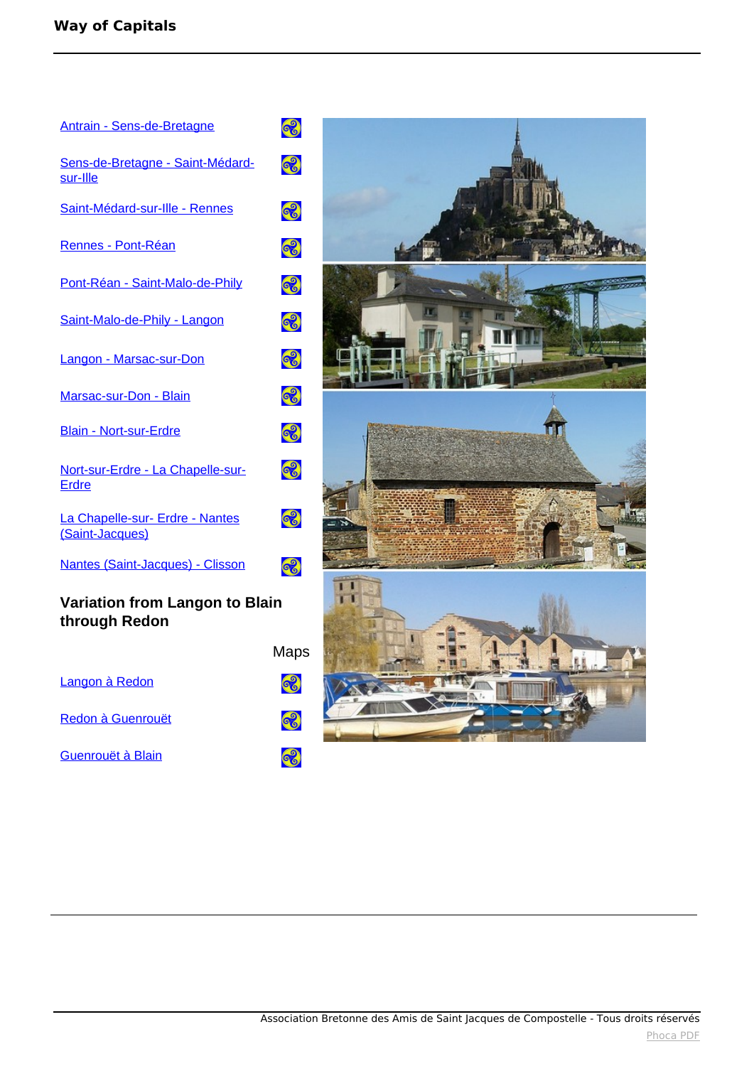- [Antrain - Sens-de-Bretagne]
- [Sens-de-Bretagne - Saint-Médard-sur-Ille]
- [Saint-Médard-sur-Ille - Rennes]
- [Rennes - Pont-Réan]
- [Pont-Réan - Saint-Malo-de-Phily]
- [Saint-Malo-de-Phily - Langon]
- [Langon - Marsac-sur-Don]
- [Marsac-sur-Don - Blain]
- [Blain - Nort-sur-Erdre]
- [Nort-sur-Erdre - La Chapelle-sur-Erdre]
- [La Chapelle-sur- Erdre - Nantes (Saint-Jacques)]
- [Nantes (Saint-Jacques) - Clisson]

## Variation from Langon to Blain through Redon

Maps

- [Langon à Redon]
- [Redon à Guenrouët]
- [Guenrouët à Blain]

Association Bretonne des Amis de Saint Jacques de Compostelle - Tous droits réservés